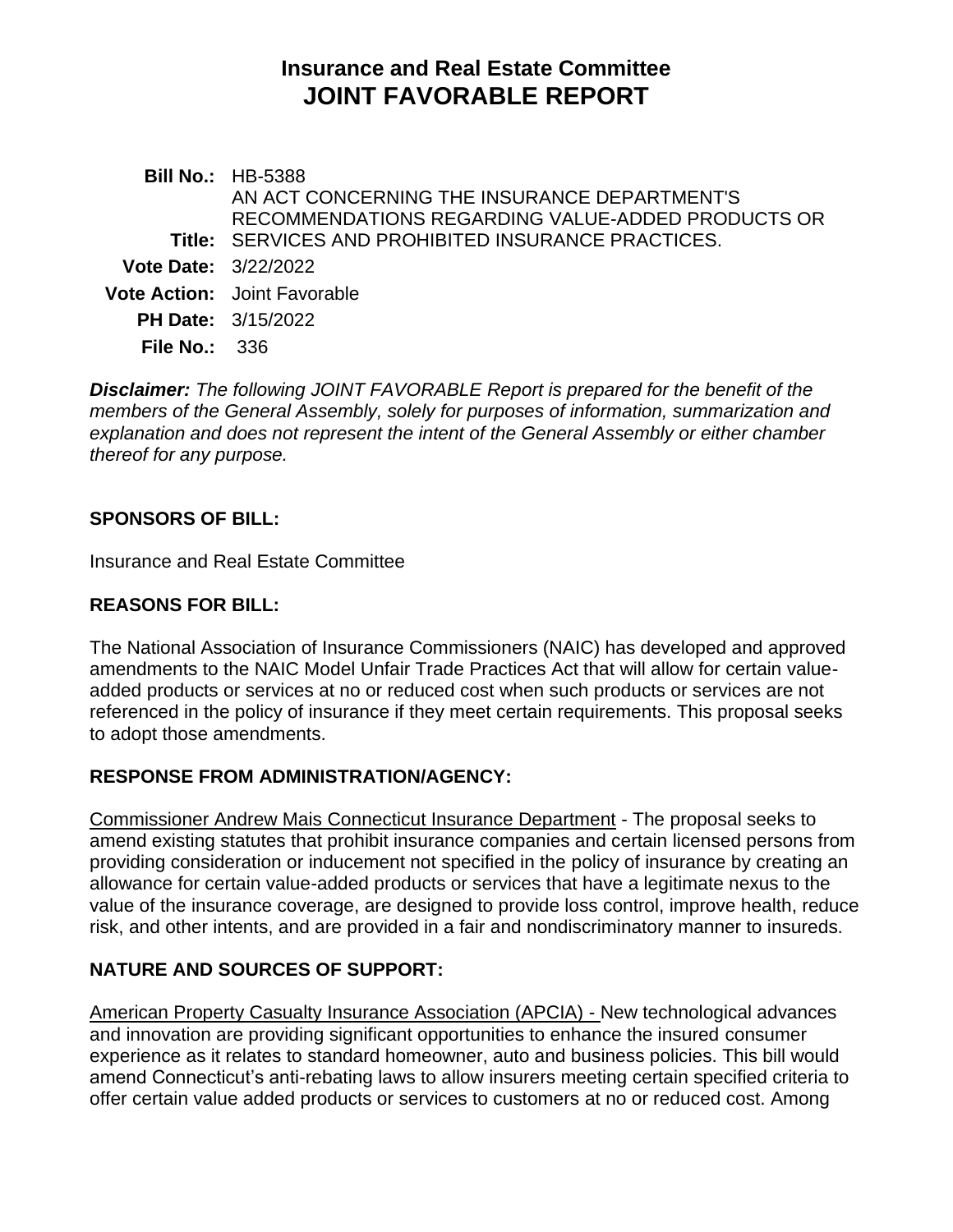# Insurance and Real Estate Committee
# JOINT FAVORABLE REPORT

**Bill No.:** HB-5388

**Title:** AN ACT CONCERNING THE INSURANCE DEPARTMENT'S RECOMMENDATIONS REGARDING VALUE-ADDED PRODUCTS OR SERVICES AND PROHIBITED INSURANCE PRACTICES.

**Vote Date:** 3/22/2022

**Vote Action:** Joint Favorable

**PH Date:** 3/15/2022

**File No.:** 336

***Disclaimer:*** *The following JOINT FAVORABLE Report is prepared for the benefit of the members of the General Assembly, solely for purposes of information, summarization and explanation and does not represent the intent of the General Assembly or either chamber thereof for any purpose.*

## SPONSORS OF BILL:

Insurance and Real Estate Committee

## REASONS FOR BILL:

The National Association of Insurance Commissioners (NAIC) has developed and approved amendments to the NAIC Model Unfair Trade Practices Act that will allow for certain value-added products or services at no or reduced cost when such products or services are not referenced in the policy of insurance if they meet certain requirements. This proposal seeks to adopt those amendments.

## RESPONSE FROM ADMINISTRATION/AGENCY:

Commissioner Andrew Mais Connecticut Insurance Department - The proposal seeks to amend existing statutes that prohibit insurance companies and certain licensed persons from providing consideration or inducement not specified in the policy of insurance by creating an allowance for certain value-added products or services that have a legitimate nexus to the value of the insurance coverage, are designed to provide loss control, improve health, reduce risk, and other intents, and are provided in a fair and nondiscriminatory manner to insureds.

## NATURE AND SOURCES OF SUPPORT:

American Property Casualty Insurance Association (APCIA) - New technological advances and innovation are providing significant opportunities to enhance the insured consumer experience as it relates to standard homeowner, auto and business policies. This bill would amend Connecticut's anti-rebating laws to allow insurers meeting certain specified criteria to offer certain value added products or services to customers at no or reduced cost. Among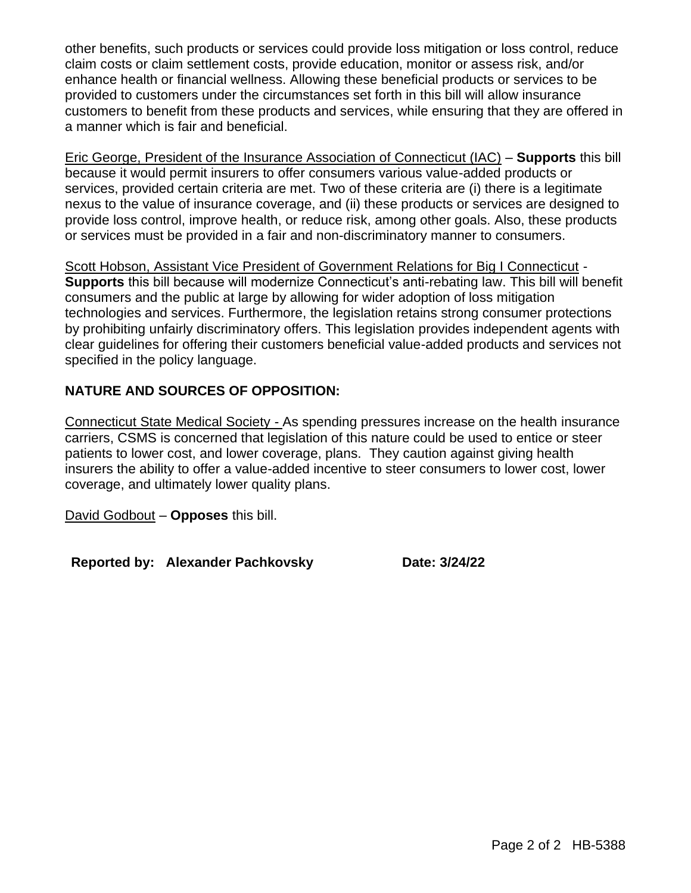other benefits, such products or services could provide loss mitigation or loss control, reduce claim costs or claim settlement costs, provide education, monitor or assess risk, and/or enhance health or financial wellness. Allowing these beneficial products or services to be provided to customers under the circumstances set forth in this bill will allow insurance customers to benefit from these products and services, while ensuring that they are offered in a manner which is fair and beneficial.

<u>Eric George, President of the Insurance Association of Connecticut (IAC)</u> – **Supports** this bill because it would permit insurers to offer consumers various value-added products or services, provided certain criteria are met. Two of these criteria are (i) there is a legitimate nexus to the value of insurance coverage, and (ii) these products or services are designed to provide loss control, improve health, or reduce risk, among other goals. Also, these products or services must be provided in a fair and non-discriminatory manner to consumers.

<u>Scott Hobson, Assistant Vice President of Government Relations for Big I Connecticut</u> - **Supports** this bill because will modernize Connecticut's anti-rebating law. This bill will benefit consumers and the public at large by allowing for wider adoption of loss mitigation technologies and services. Furthermore, the legislation retains strong consumer protections by prohibiting unfairly discriminatory offers. This legislation provides independent agents with clear guidelines for offering their customers beneficial value-added products and services not specified in the policy language.

**NATURE AND SOURCES OF OPPOSITION:**

<u>Connecticut State Medical Society -</u> As spending pressures increase on the health insurance carriers, CSMS is concerned that legislation of this nature could be used to entice or steer patients to lower cost, and lower coverage, plans. They caution against giving health insurers the ability to offer a value-added incentive to steer consumers to lower cost, lower coverage, and ultimately lower quality plans.

<u>David Godbout</u> – **Opposes** this bill.

**Reported by: Alexander Pachkovsky** **Date: 3/24/22**